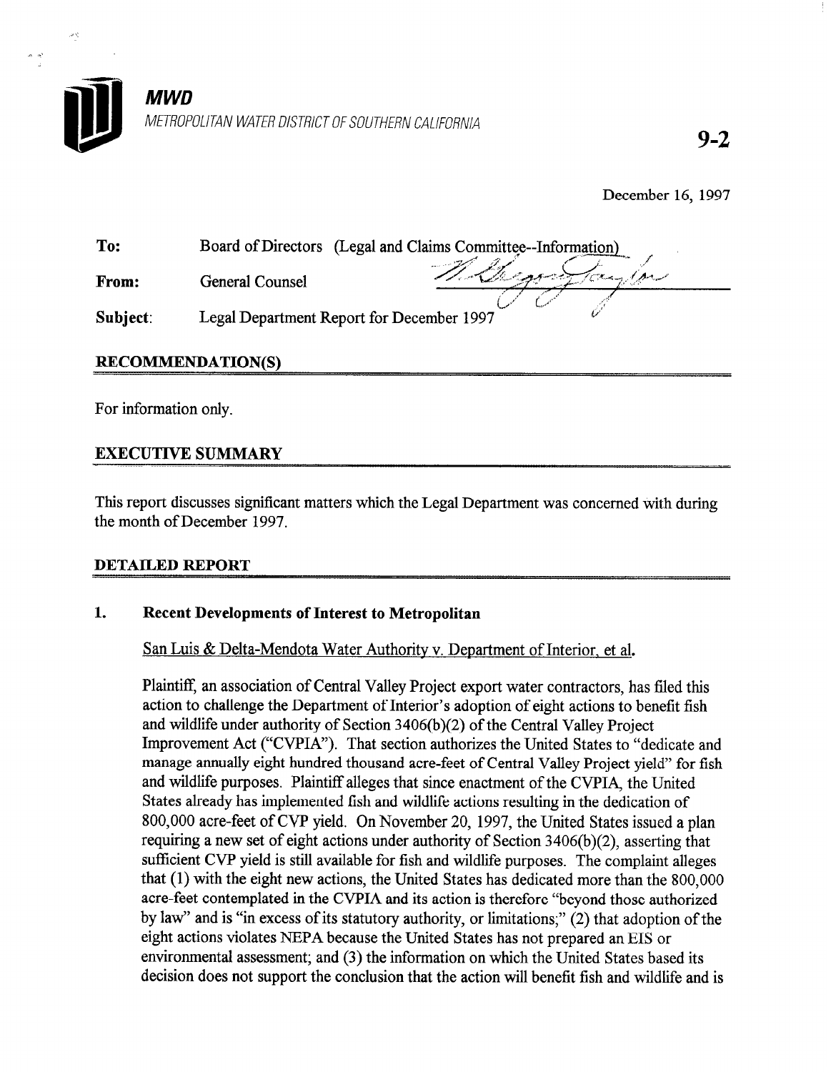**MWD**

METROPOLITAN WATER DISTRICT OF SOUTHERN CALIFORNIA

**9-2**

December 16, 1997

**To:** Board of Directors (Legal and Claims Committee--Information)

**From:** General Counsel

**Subject:** Legal Department Report for December 1997

## RECOMMENDATION(S)

For information only.

## EXECUTIVE SUMMARY

This report discusses significant matters which the Legal Department was concerned with during the month of December 1997.

## DETAILED REPORT

### 1. Recent Developments of Interest to Metropolitan

San Luis & Delta-Mendota Water Authority v. Department of Interior, et al.

Plaintiff, an association of Central Valley Project export water contractors, has filed this action to challenge the Department of Interior's adoption of eight actions to benefit fish and wildlife under authority of Section 3406(b)(2) of the Central Valley Project Improvement Act ("CVPIA"). That section authorizes the United States to "dedicate and manage annually eight hundred thousand acre-feet of Central Valley Project yield" for fish and wildlife purposes. Plaintiff alleges that since enactment of the CVPIA, the United States already has implemented fish and wildlife actions resulting in the dedication of 800,000 acre-feet of CVP yield. On November 20, 1997, the United States issued a plan requiring a new set of eight actions under authority of Section 3406(b)(2), asserting that sufficient CVP yield is still available for fish and wildlife purposes. The complaint alleges that (1) with the eight new actions, the United States has dedicated more than the 800,000 acre-feet contemplated in the CVPIA and its action is therefore "beyond those authorized by law" and is "in excess of its statutory authority, or limitations;" (2) that adoption of the eight actions violates NEPA because the United States has not prepared an EIS or environmental assessment; and (3) the information on which the United States based its decision does not support the conclusion that the action will benefit fish and wildlife and is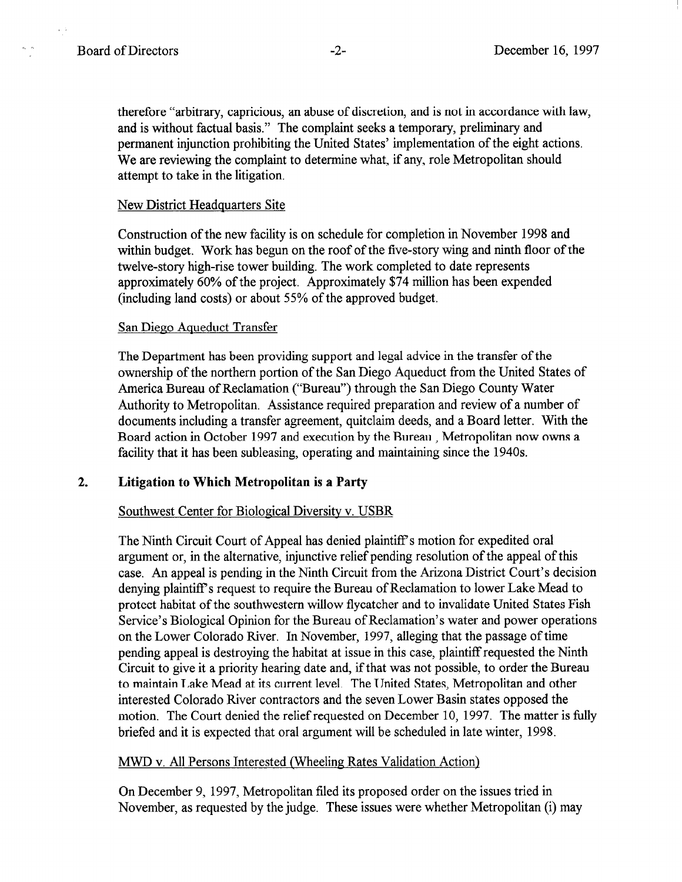therefore "arbitrary, capricious, an abuse of discretion, and is not in accordance with law, and is without factual basis." The complaint seeks a temporary, preliminary and permanent injunction prohibiting the United States' implementation of the eight actions. We are reviewing the complaint to determine what, if any, role Metropolitan should attempt to take in the litigation.

New District Headquarters Site

Construction of the new facility is on schedule for completion in November 1998 and within budget. Work has begun on the roof of the five-story wing and ninth floor of the twelve-story high-rise tower building. The work completed to date represents approximately 60% of the project. Approximately $74 million has been expended (including land costs) or about 55% of the approved budget.

San Diego Aqueduct Transfer

The Department has been providing support and legal advice in the transfer of the ownership of the northern portion of the San Diego Aqueduct from the United States of America Bureau of Reclamation ("Bureau") through the San Diego County Water Authority to Metropolitan. Assistance required preparation and review of a number of documents including a transfer agreement, quitclaim deeds, and a Board letter. With the Board action in October 1997 and execution by the Bureau, Metropolitan now owns a facility that it has been subleasing, operating and maintaining since the 1940s.

## 2. Litigation to Which Metropolitan is a Party

Southwest Center for Biological Diversity v. USBR

The Ninth Circuit Court of Appeal has denied plaintiff's motion for expedited oral argument or, in the alternative, injunctive relief pending resolution of the appeal of this case. An appeal is pending in the Ninth Circuit from the Arizona District Court's decision denying plaintiff's request to require the Bureau of Reclamation to lower Lake Mead to protect habitat of the southwestern willow flycatcher and to invalidate United States Fish Service's Biological Opinion for the Bureau of Reclamation's water and power operations on the Lower Colorado River. In November, 1997, alleging that the passage of time pending appeal is destroying the habitat at issue in this case, plaintiff requested the Ninth Circuit to give it a priority hearing date and, if that was not possible, to order the Bureau to maintain Lake Mead at its current level. The United States, Metropolitan and other interested Colorado River contractors and the seven Lower Basin states opposed the motion. The Court denied the relief requested on December 10, 1997. The matter is fully briefed and it is expected that oral argument will be scheduled in late winter, 1998.

MWD v. All Persons Interested (Wheeling Rates Validation Action)

On December 9, 1997, Metropolitan filed its proposed order on the issues tried in November, as requested by the judge. These issues were whether Metropolitan (i) may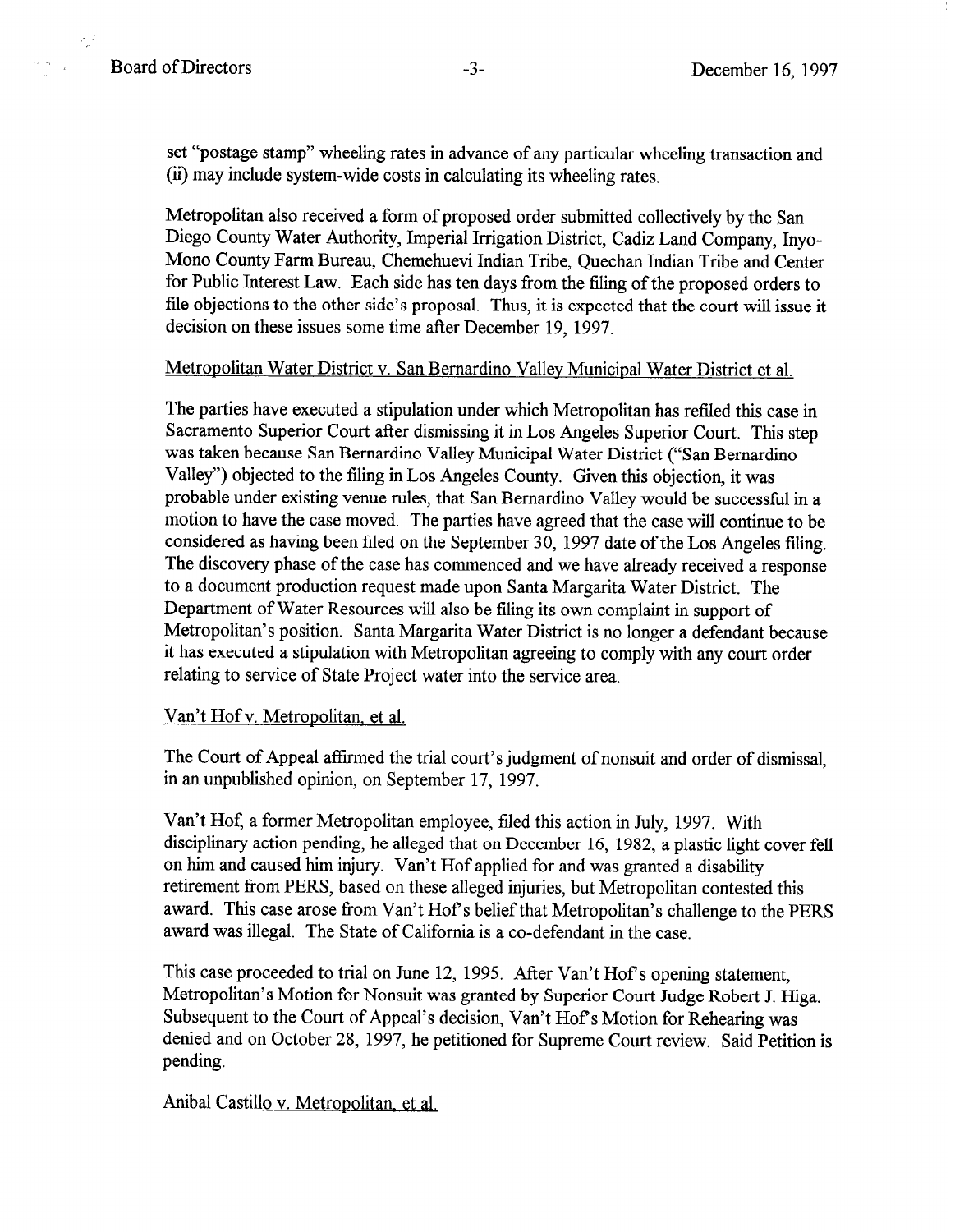set "postage stamp" wheeling rates in advance of any particular wheeling transaction and (ii) may include system-wide costs in calculating its wheeling rates.

Metropolitan also received a form of proposed order submitted collectively by the San Diego County Water Authority, Imperial Irrigation District, Cadiz Land Company, Inyo-Mono County Farm Bureau, Chemehuevi Indian Tribe, Quechan Indian Tribe and Center for Public Interest Law. Each side has ten days from the filing of the proposed orders to file objections to the other side's proposal. Thus, it is expected that the court will issue it decision on these issues some time after December 19, 1997.

Metropolitan Water District v. San Bernardino Valley Municipal Water District et al.

The parties have executed a stipulation under which Metropolitan has refiled this case in Sacramento Superior Court after dismissing it in Los Angeles Superior Court. This step was taken because San Bernardino Valley Municipal Water District ("San Bernardino Valley") objected to the filing in Los Angeles County. Given this objection, it was probable under existing venue rules, that San Bernardino Valley would be successful in a motion to have the case moved. The parties have agreed that the case will continue to be considered as having been filed on the September 30, 1997 date of the Los Angeles filing. The discovery phase of the case has commenced and we have already received a response to a document production request made upon Santa Margarita Water District. The Department of Water Resources will also be filing its own complaint in support of Metropolitan's position. Santa Margarita Water District is no longer a defendant because it has executed a stipulation with Metropolitan agreeing to comply with any court order relating to service of State Project water into the service area.

Van't Hof v. Metropolitan, et al.

The Court of Appeal affirmed the trial court's judgment of nonsuit and order of dismissal, in an unpublished opinion, on September 17, 1997.

Van't Hof, a former Metropolitan employee, filed this action in July, 1997. With disciplinary action pending, he alleged that on December 16, 1982, a plastic light cover fell on him and caused him injury. Van't Hof applied for and was granted a disability retirement from PERS, based on these alleged injuries, but Metropolitan contested this award. This case arose from Van't Hof's belief that Metropolitan's challenge to the PERS award was illegal. The State of California is a co-defendant in the case.

This case proceeded to trial on June 12, 1995. After Van't Hof's opening statement, Metropolitan's Motion for Nonsuit was granted by Superior Court Judge Robert J. Higa. Subsequent to the Court of Appeal's decision, Van't Hof's Motion for Rehearing was denied and on October 28, 1997, he petitioned for Supreme Court review. Said Petition is pending.

Anibal Castillo v. Metropolitan, et al.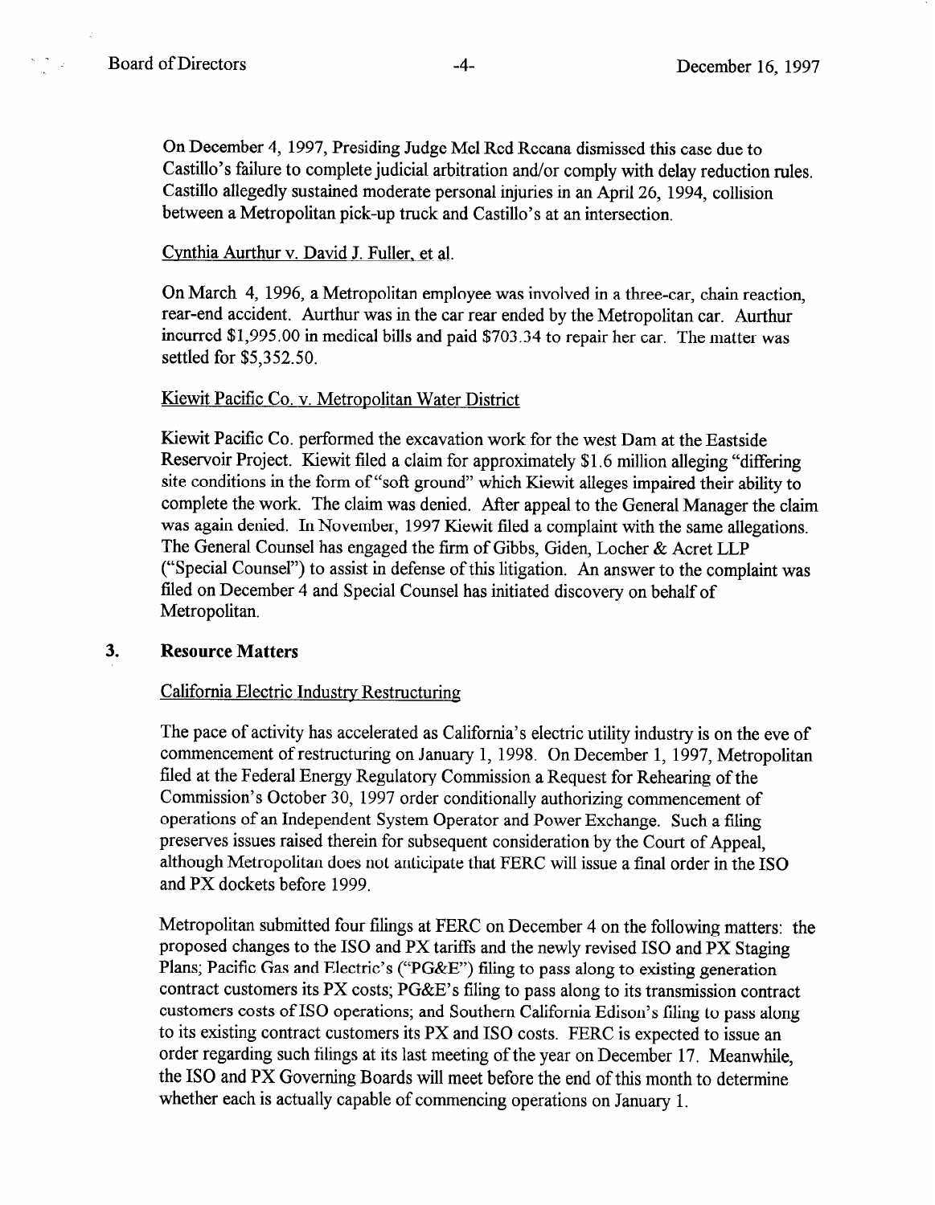On December 4, 1997, Presiding Judge Mel Red Recana dismissed this case due to Castillo's failure to complete judicial arbitration and/or comply with delay reduction rules. Castillo allegedly sustained moderate personal injuries in an April 26, 1994, collision between a Metropolitan pick-up truck and Castillo's at an intersection.

Cynthia Aurthur v. David J. Fuller, et al.

On March 4, 1996, a Metropolitan employee was involved in a three-car, chain reaction, rear-end accident. Aurthur was in the car rear ended by the Metropolitan car. Aurthur incurred $1,995.00 in medical bills and paid $703.34 to repair her car. The matter was settled for $5,352.50.

Kiewit Pacific Co. v. Metropolitan Water District

Kiewit Pacific Co. performed the excavation work for the west Dam at the Eastside Reservoir Project. Kiewit filed a claim for approximately $1.6 million alleging "differing site conditions in the form of "soft ground" which Kiewit alleges impaired their ability to complete the work. The claim was denied. After appeal to the General Manager the claim was again denied. In November, 1997 Kiewit filed a complaint with the same allegations. The General Counsel has engaged the firm of Gibbs, Giden, Locher & Acret LLP ("Special Counsel") to assist in defense of this litigation. An answer to the complaint was filed on December 4 and Special Counsel has initiated discovery on behalf of Metropolitan.

## 3. Resource Matters

California Electric Industry Restructuring

The pace of activity has accelerated as California's electric utility industry is on the eve of commencement of restructuring on January 1, 1998. On December 1, 1997, Metropolitan filed at the Federal Energy Regulatory Commission a Request for Rehearing of the Commission's October 30, 1997 order conditionally authorizing commencement of operations of an Independent System Operator and Power Exchange. Such a filing preserves issues raised therein for subsequent consideration by the Court of Appeal, although Metropolitan does not anticipate that FERC will issue a final order in the ISO and PX dockets before 1999.

Metropolitan submitted four filings at FERC on December 4 on the following matters: the proposed changes to the ISO and PX tariffs and the newly revised ISO and PX Staging Plans; Pacific Gas and Electric's ("PG&E") filing to pass along to existing generation contract customers its PX costs; PG&E's filing to pass along to its transmission contract customers costs of ISO operations; and Southern California Edison's filing to pass along to its existing contract customers its PX and ISO costs. FERC is expected to issue an order regarding such filings at its last meeting of the year on December 17. Meanwhile, the ISO and PX Governing Boards will meet before the end of this month to determine whether each is actually capable of commencing operations on January 1.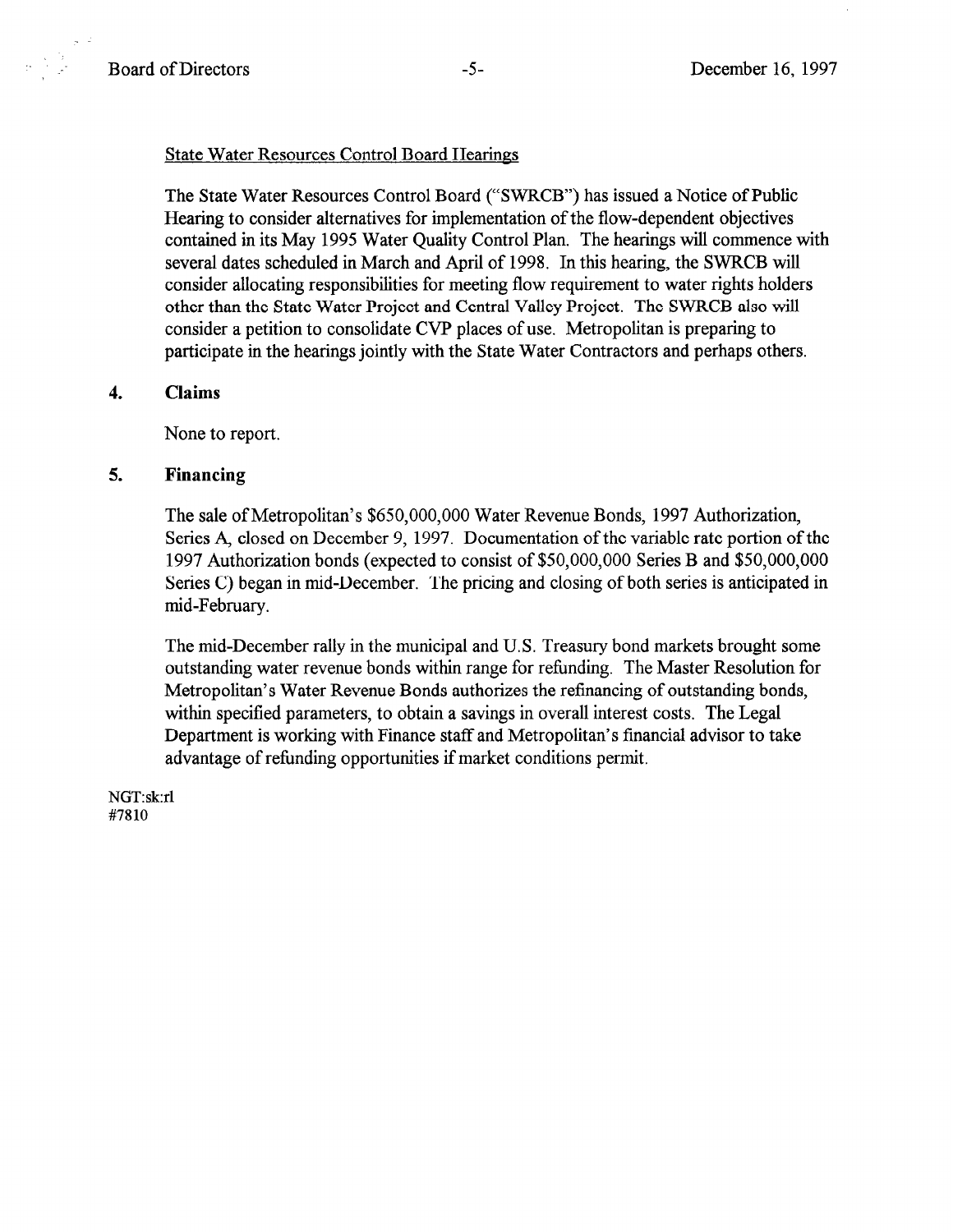State Water Resources Control Board Hearings

The State Water Resources Control Board ("SWRCB") has issued a Notice of Public Hearing to consider alternatives for implementation of the flow-dependent objectives contained in its May 1995 Water Quality Control Plan. The hearings will commence with several dates scheduled in March and April of 1998. In this hearing, the SWRCB will consider allocating responsibilities for meeting flow requirement to water rights holders other than the State Water Project and Central Valley Project. The SWRCB also will consider a petition to consolidate CVP places of use. Metropolitan is preparing to participate in the hearings jointly with the State Water Contractors and perhaps others.

## 4. Claims

None to report.

## 5. Financing

The sale of Metropolitan's $650,000,000 Water Revenue Bonds, 1997 Authorization, Series A, closed on December 9, 1997. Documentation of the variable rate portion of the 1997 Authorization bonds (expected to consist of $50,000,000 Series B and $50,000,000 Series C) began in mid-December. The pricing and closing of both series is anticipated in mid-February.

The mid-December rally in the municipal and U.S. Treasury bond markets brought some outstanding water revenue bonds within range for refunding. The Master Resolution for Metropolitan's Water Revenue Bonds authorizes the refinancing of outstanding bonds, within specified parameters, to obtain a savings in overall interest costs. The Legal Department is working with Finance staff and Metropolitan's financial advisor to take advantage of refunding opportunities if market conditions permit.

NGT:sk:rl
#7810